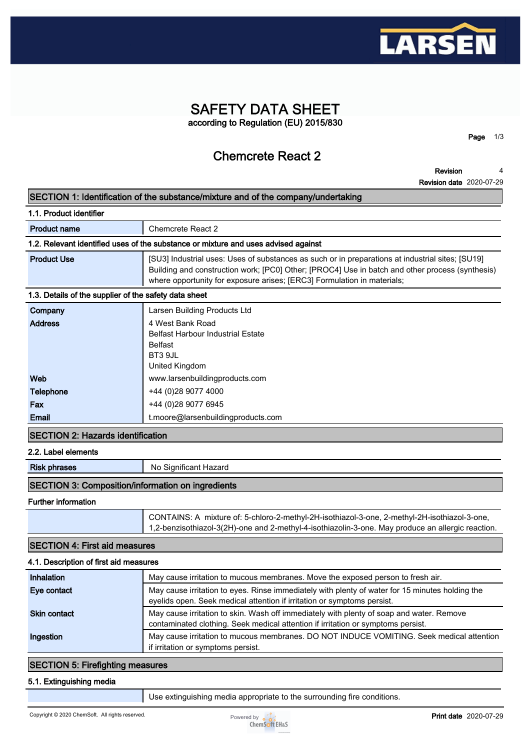# SAFETY DATA SHEET

according to Regulation (EU) 2015/830

## Chemcrete React 2

**Revision** 4

**Revision date** 2020-07-29

## SECTION 1: Identification of the substance/mixture and of the company/undertaking

### 1.1. Product identifier

| | |
|---|---|
| **Product name** | Chemcrete React 2 |

### 1.2. Relevant identified uses of the substance or mixture and uses advised against

| | |
|---|---|
| **Product Use** | [SU3] Industrial uses: Uses of substances as such or in preparations at industrial sites; [SU19] Building and construction work; [PC0] Other; [PROC4] Use in batch and other process (synthesis) where opportunity for exposure arises; [ERC3] Formulation in materials; |

### 1.3. Details of the supplier of the safety data sheet

| | |
|---|---|
| **Company** | Larsen Building Products Ltd |
| **Address** | 4 West Bank Road<br>Belfast Harbour Industrial Estate<br>Belfast<br>BT3 9JL<br>United Kingdom |
| **Web** | www.larsenbuildingproducts.com |
| **Telephone** | +44 (0)28 9077 4000 |
| **Fax** | +44 (0)28 9077 6945 |
| **Email** | t.moore@larsenbuildingproducts.com |

## SECTION 2: Hazards identification

### 2.2. Label elements

| | |
|---|---|
| **Risk phrases** | No Significant Hazard |

## SECTION 3: Composition/information on ingredients

### Further information

| | |
|---|---|
| | CONTAINS: A mixture of: 5-chloro-2-methyl-2H-isothiazol-3-one, 2-methyl-2H-isothiazol-3-one, 1,2-benzisothiazol-3(2H)-one and 2-methyl-4-isothiazolin-3-one. May produce an allergic reaction. |

## SECTION 4: First aid measures

### 4.1. Description of first aid measures

| | |
|---|---|
| **Inhalation** | May cause irritation to mucous membranes. Move the exposed person to fresh air. |
| **Eye contact** | May cause irritation to eyes. Rinse immediately with plenty of water for 15 minutes holding the eyelids open. Seek medical attention if irritation or symptoms persist. |
| **Skin contact** | May cause irritation to skin. Wash off immediately with plenty of soap and water. Remove contaminated clothing. Seek medical attention if irritation or symptoms persist. |
| **Ingestion** | May cause irritation to mucous membranes. DO NOT INDUCE VOMITING. Seek medical attention if irritation or symptoms persist. |

## SECTION 5: Firefighting measures

### 5.1. Extinguishing media

| | |
|---|---|
| | Use extinguishing media appropriate to the surrounding fire conditions. |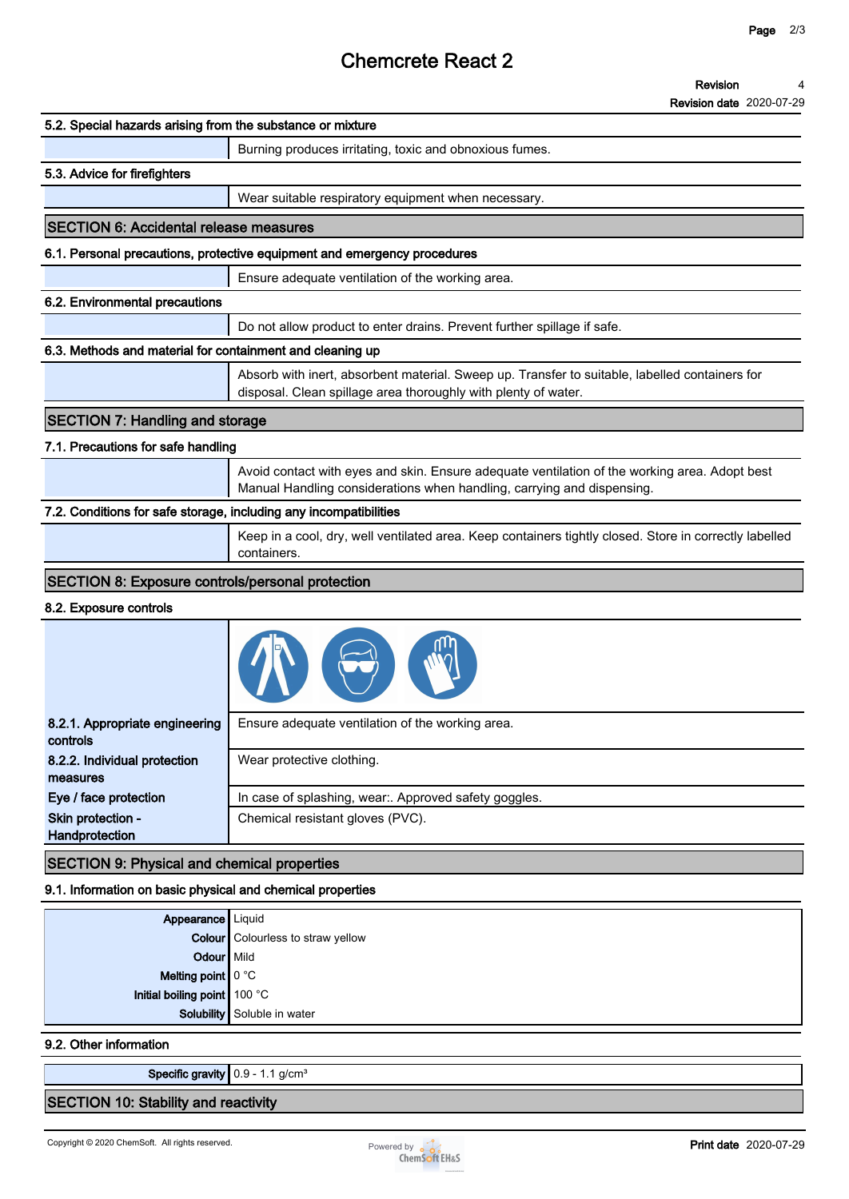### 5.2. Special hazards arising from the substance or mixture

Burning produces irritating, toxic and obnoxious fumes.

### 5.3. Advice for firefighters

Wear suitable respiratory equipment when necessary.

## SECTION 6: Accidental release measures

### 6.1. Personal precautions, protective equipment and emergency procedures

Ensure adequate ventilation of the working area.

### 6.2. Environmental precautions

Do not allow product to enter drains. Prevent further spillage if safe.

### 6.3. Methods and material for containment and cleaning up

Absorb with inert, absorbent material. Sweep up. Transfer to suitable, labelled containers for disposal. Clean spillage area thoroughly with plenty of water.

## SECTION 7: Handling and storage

### 7.1. Precautions for safe handling

Avoid contact with eyes and skin. Ensure adequate ventilation of the working area. Adopt best Manual Handling considerations when handling, carrying and dispensing.

### 7.2. Conditions for safe storage, including any incompatibilities

Keep in a cool, dry, well ventilated area. Keep containers tightly closed. Store in correctly labelled containers.

## SECTION 8: Exposure controls/personal protection

### 8.2. Exposure controls

| | |
|---|---|
| **8.2.1. Appropriate engineering controls** | Ensure adequate ventilation of the working area. |
| **8.2.2. Individual protection measures** | Wear protective clothing. |
| **Eye / face protection** | In case of splashing, wear:. Approved safety goggles. |
| **Skin protection - Handprotection** | Chemical resistant gloves (PVC). |

## SECTION 9: Physical and chemical properties

### 9.1. Information on basic physical and chemical properties

| | |
|---|---|
| **Appearance** | Liquid |
| **Colour** | Colourless to straw yellow |
| **Odour** | Mild |
| **Melting point** | 0 °C |
| **Initial boiling point** | 100 °C |
| **Solubility** | Soluble in water |

### 9.2. Other information

| | |
|---|---|
| **Specific gravity** | 0.9 - 1.1 g/cm³ |

## SECTION 10: Stability and reactivity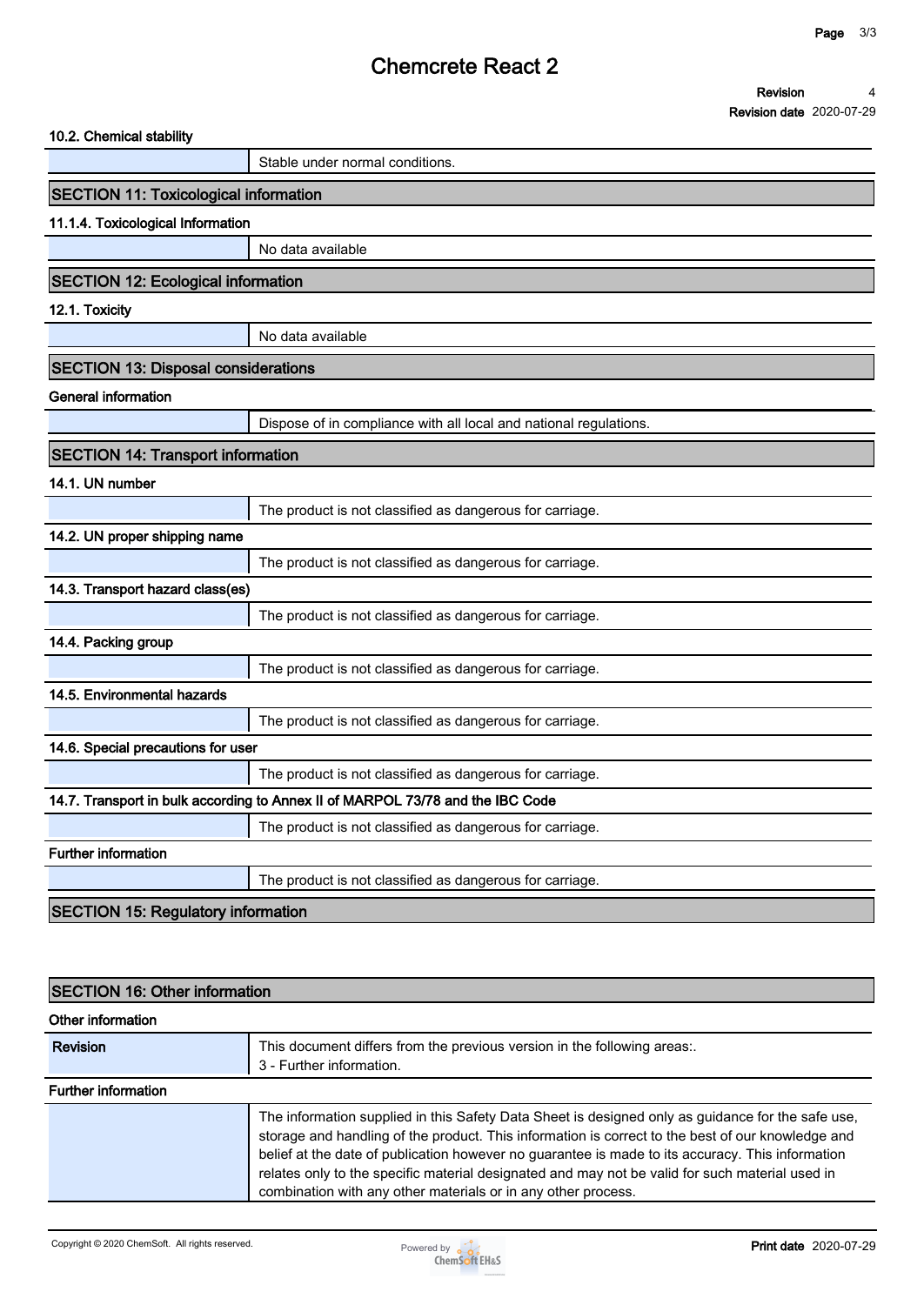#### 10.2. Chemical stability

| | |
|---|---|
| | Stable under normal conditions. |

## SECTION 11: Toxicological information

#### 11.1.4. Toxicological Information

| | |
|---|---|
| | No data available |

## SECTION 12: Ecological information

#### 12.1. Toxicity

| | |
|---|---|
| | No data available |

## SECTION 13: Disposal considerations

#### General information

| | |
|---|---|
| | Dispose of in compliance with all local and national regulations. |

## SECTION 14: Transport information

#### 14.1. UN number

| | |
|---|---|
| | The product is not classified as dangerous for carriage. |

#### 14.2. UN proper shipping name

| | |
|---|---|
| | The product is not classified as dangerous for carriage. |

#### 14.3. Transport hazard class(es)

| | |
|---|---|
| | The product is not classified as dangerous for carriage. |

#### 14.4. Packing group

| | |
|---|---|
| | The product is not classified as dangerous for carriage. |

#### 14.5. Environmental hazards

| | |
|---|---|
| | The product is not classified as dangerous for carriage. |

#### 14.6. Special precautions for user

| | |
|---|---|
| | The product is not classified as dangerous for carriage. |

#### 14.7. Transport in bulk according to Annex II of MARPOL 73/78 and the IBC Code

| | |
|---|---|
| | The product is not classified as dangerous for carriage. |

#### Further information

| | |
|---|---|
| | The product is not classified as dangerous for carriage. |

## SECTION 15: Regulatory information

## SECTION 16: Other information

#### Other information

| | |
|---|---|
| Revision | This document differs from the previous version in the following areas:.<br>3 - Further information. |

#### Further information

| | |
|---|---|
| | The information supplied in this Safety Data Sheet is designed only as guidance for the safe use, storage and handling of the product. This information is correct to the best of our knowledge and belief at the date of publication however no guarantee is made to its accuracy. This information relates only to the specific material designated and may not be valid for such material used in combination with any other materials or in any other process. |